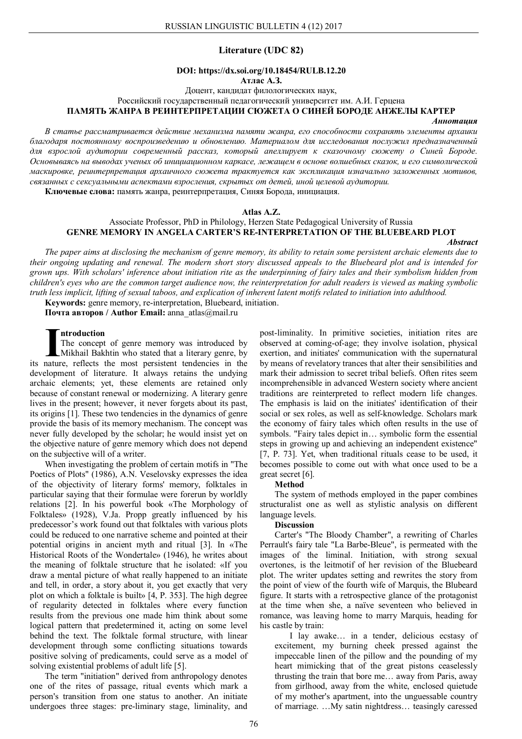## Literature (UDC 82)

**DOI: https://dx.soi.org/10.18454/RULB.12.20**

**Атлас А.З.**

Доцент, кандидат филологических наук,

Российский государственный педагогический университет им. А.И. Герцена

**ПАМЯТЬ ЖАНРА В РЕИНТЕРПРЕТАЦИИ СЮЖЕТА О СИНЕЙ БОРОДЕ АНЖЕЛЫ КАРТЕР**

***Аннотация***

*В статье рассматривается действие механизма памяти жанра, его способности сохранять элементы архаики благодаря постоянному воспроизведению и обновлению. Материалом для исследования послужил предназначенный для взрослой аудитории современный рассказ, который апеллирует к сказочному сюжету о Синей Бороде. Основываясь на выводах ученых об инициационном каркасе, лежащем в основе волшебных сказок, и его символической маскировке, реинтерпретация архаичного сюжета трактуется как экспликация изначально заложенных мотивов, связанных с сексуальными аспектами взросления, скрытых от детей, иной целевой аудитории.*

**Ключевые слова:** память жанра, реинтерпретация, Синяя Борода, инициация.

**Atlas A.Z.**

Associate Professor, PhD in Philology, Herzen State Pedagogical University of Russia

**GENRE MEMORY IN ANGELA CARTER'S RE-INTERPRETATION OF THE BLUEBEARD PLOT**

***Abstract***

*The paper aims at disclosing the mechanism of genre memory, its ability to retain some persistent archaic elements due to their ongoing updating and renewal. The modern short story discussed appeals to the Bluebeard plot and is intended for grown ups. With scholars' inference about initiation rite as the underpinning of fairy tales and their symbolism hidden from children's eyes who are the common target audience now, the reinterpretation for adult readers is viewed as making symbolic truth less implicit, lifting of sexual taboos, and explication of inherent latent motifs related to initiation into adulthood.*

**Keywords:** genre memory, re-interpretation, Bluebeard, initiation.

**Почта авторов / Author Email:** anna_atlas@mail.ru

**Introduction**

The concept of genre memory was introduced by Mikhail Bakhtin who stated that a literary genre, by its nature, reflects the most persistent tendencies in the development of literature. It always retains the undying archaic elements; yet, these elements are retained only because of constant renewal or modernizing. A literary genre lives in the present; however, it never forgets about its past, its origins [1]. These two tendencies in the dynamics of genre provide the basis of its memory mechanism. The concept was never fully developed by the scholar; he would insist yet on the objective nature of genre memory which does not depend on the subjective will of a writer.

When investigating the problem of certain motifs in "The Poetics of Plots" (1986), A.N. Veselovsky expresses the idea of the objectivity of literary forms' memory, folktales in particular saying that their formulae were forerun by worldly relations [2]. In his powerful book «The Morphology of Folktales» (1928), V.Ja. Propp greatly influenced by his predecessor's work found out that folktales with various plots could be reduced to one narrative scheme and pointed at their potential origins in ancient myth and ritual [3]. In «The Historical Roots of the Wondertale» (1946), he writes about the meaning of folktale structure that he isolated: «If you draw a mental picture of what really happened to an initiate and tell, in order, a story about it, you get exactly that very plot on which a folktale is built» [4, P. 353]. The high degree of regularity detected in folktales where every function results from the previous one made him think about some logical pattern that predetermined it, acting on some level behind the text. The folktale formal structure, with linear development through some conflicting situations towards positive solving of predicaments, could serve as a model of solving existential problems of adult life [5].

The term "initiation" derived from anthropology denotes one of the rites of passage, ritual events which mark a person's transition from one status to another. An initiate undergoes three stages: pre-liminary stage, liminality, and post-liminality. In primitive societies, initiation rites are observed at coming-of-age; they involve isolation, physical exertion, and initiates' communication with the supernatural by means of revelatory trances that alter their sensibilities and mark their admission to secret tribal beliefs. Often rites seem incomprehensible in advanced Western society where ancient traditions are reinterpreted to reflect modern life changes. The emphasis is laid on the initiates' identification of their social or sex roles, as well as self-knowledge. Scholars mark the economy of fairy tales which often results in the use of symbols. "Fairy tales depict in… symbolic form the essential steps in growing up and achieving an independent existence" [7, P. 73]. Yet, when traditional rituals cease to be used, it becomes possible to come out with what once used to be a great secret [6].

**Method**

The system of methods employed in the paper combines structuralist one as well as stylistic analysis on different language levels.

**Discussion**

Carter's "The Bloody Chamber", a rewriting of Charles Perrault's fairy tale "La Barbe-Bleue", is permeated with the images of the liminal. Initiation, with strong sexual overtones, is the leitmotif of her revision of the Bluebeard plot. The writer updates setting and rewrites the story from the point of view of the fourth wife of Marquis, the Blubeard figure. It starts with a retrospective glance of the protagonist at the time when she, a naïve seventeen who believed in romance, was leaving home to marry Marquis, heading for his castle by train:

> I lay awake… in a tender, delicious ecstasy of excitement, my burning cheek pressed against the impeccable linen of the pillow and the pounding of my heart mimicking that of the great pistons ceaselessly thrusting the train that bore me… away from Paris, away from girlhood, away from the white, enclosed quietude of my mother's apartment, into the unguessable country of marriage. …My satin nightdress… teasingly caressed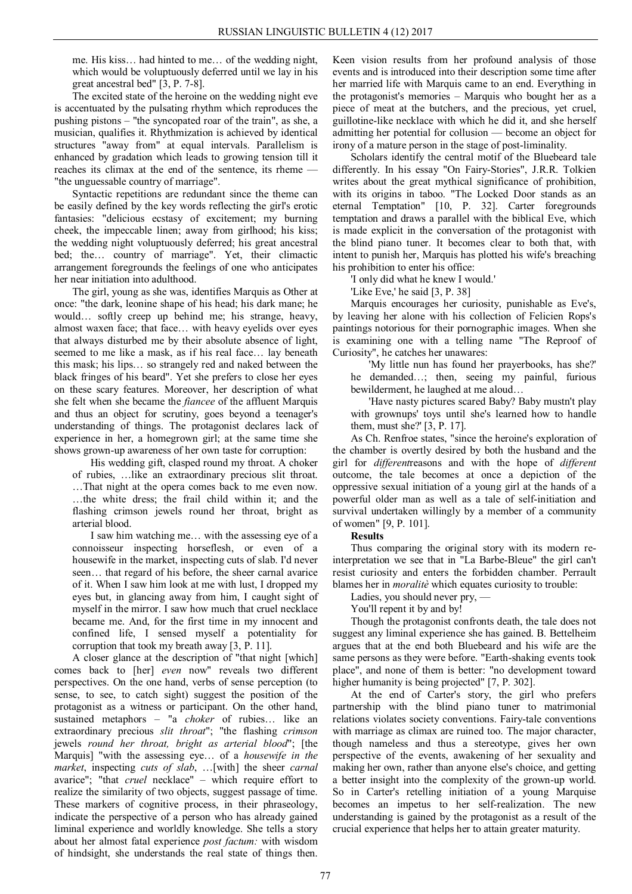me. His kiss… had hinted to me… of the wedding night, which would be voluptuously deferred until we lay in his great ancestral bed" [3, P. 7-8].

The excited state of the heroine on the wedding night eve is accentuated by the pulsating rhythm which reproduces the pushing pistons – "the syncopated roar of the train", as she, a musician, qualifies it. Rhythmization is achieved by identical structures "away from" at equal intervals. Parallelism is enhanced by gradation which leads to growing tension till it reaches its climax at the end of the sentence, its rheme — "the unguessable country of marriage".

Syntactic repetitions are redundant since the theme can be easily defined by the key words reflecting the girl's erotic fantasies: "delicious ecstasy of excitement; my burning cheek, the impeccable linen; away from girlhood; his kiss; the wedding night voluptuously deferred; his great ancestral bed; the… country of marriage". Yet, their climactic arrangement foregrounds the feelings of one who anticipates her near initiation into adulthood.

The girl, young as she was, identifies Marquis as Other at once: "the dark, leonine shape of his head; his dark mane; he would… softly creep up behind me; his strange, heavy, almost waxen face; that face… with heavy eyelids over eyes that always disturbed me by their absolute absence of light, seemed to me like a mask, as if his real face… lay beneath this mask; his lips… so strangely red and naked between the black fringes of his beard". Yet she prefers to close her eyes on these scary features. Moreover, her description of what she felt when she became the *fiancee* of the affluent Marquis and thus an object for scrutiny, goes beyond a teenager's understanding of things. The protagonist declares lack of experience in her, a homegrown girl; at the same time she shows grown-up awareness of her own taste for corruption:

> His wedding gift, clasped round my throat. A choker of rubies, …like an extraordinary precious slit throat. …That night at the opera comes back to me even now. …the white dress; the frail child within it; and the flashing crimson jewels round her throat, bright as arterial blood.
>
> I saw him watching me… with the assessing eye of a connoisseur inspecting horseflesh, or even of a housewife in the market, inspecting cuts of slab. I'd never seen… that regard of his before, the sheer carnal avarice of it. When I saw him look at me with lust, I dropped my eyes but, in glancing away from him, I caught sight of myself in the mirror. I saw how much that cruel necklace became me. And, for the first time in my innocent and confined life, I sensed myself a potentiality for corruption that took my breath away [3, P. 11].

A closer glance at the description of "that night [which] comes back to [her] *even* now" reveals two different perspectives. On the one hand, verbs of sense perception (to sense, to see, to catch sight) suggest the position of the protagonist as a witness or participant. On the other hand, sustained metaphors – "a *choker* of rubies… like an extraordinary precious *slit throat*"; "the flashing *crimson* jewels *round her throat, bright as arterial blood*"; [the Marquis] "with the assessing eye… of a *housewife in the market*, inspecting *cuts of slab*, …[with] the sheer *carnal* avarice"; "that *cruel* necklace" – which require effort to realize the similarity of two objects, suggest passage of time. These markers of cognitive process, in their phraseology, indicate the perspective of a person who has already gained liminal experience and worldly knowledge. She tells a story about her almost fatal experience *post factum:* with wisdom of hindsight, she understands the real state of things then. Keen vision results from her profound analysis of those events and is introduced into their description some time after her married life with Marquis came to an end. Everything in the protagonist's memories – Marquis who bought her as a piece of meat at the butchers, and the precious, yet cruel, guillotine-like necklace with which he did it, and she herself admitting her potential for collusion — become an object for irony of a mature person in the stage of post-liminality.

Scholars identify the central motif of the Bluebeard tale differently. In his essay "On Fairy-Stories", J.R.R. Tolkien writes about the great mythical significance of prohibition, with its origins in taboo. "The Locked Door stands as an eternal Temptation" [10, P. 32]. Carter foregrounds temptation and draws a parallel with the biblical Eve, which is made explicit in the conversation of the protagonist with the blind piano tuner. It becomes clear to both that, with intent to punish her, Marquis has plotted his wife's breaching his prohibition to enter his office:

'I only did what he knew I would.'

'Like Eve,' he said [3, P. 38]

Marquis encourages her curiosity, punishable as Eve's, by leaving her alone with his collection of Felicien Rops's paintings notorious for their pornographic images. When she is examining one with a telling name "The Reproof of Curiosity", he catches her unawares:

> 'My little nun has found her prayerbooks, has she?' he demanded…; then, seeing my painful, furious bewilderment, he laughed at me aloud…
>
> 'Have nasty pictures scared Baby? Baby mustn't play with grownups' toys until she's learned how to handle them, must she?' [3, P. 17].

As Ch. Renfroe states, "since the heroine's exploration of the chamber is overtly desired by both the husband and the girl for *different*reasons and with the hope of *different* outcome, the tale becomes at once a depiction of the oppressive sexual initiation of a young girl at the hands of a powerful older man as well as a tale of self-initiation and survival undertaken willingly by a member of a community of women" [9, P. 101].

**Results**

Thus comparing the original story with its modern re-interpretation we see that in "La Barbe-Bleue" the girl can't resist curiosity and enters the forbidden chamber. Perrault blames her in *moralitè* which equates curiosity to trouble:

Ladies, you should never pry, —

You'll repent it by and by!

Though the protagonist confronts death, the tale does not suggest any liminal experience she has gained. B. Bettelheim argues that at the end both Bluebeard and his wife are the same persons as they were before. "Earth-shaking events took place", and none of them is better: "no development toward higher humanity is being projected" [7, P. 302].

At the end of Carter's story, the girl who prefers partnership with the blind piano tuner to matrimonial relations violates society conventions. Fairy-tale conventions with marriage as climax are ruined too. The major character, though nameless and thus a stereotype, gives her own perspective of the events, awakening of her sexuality and making her own, rather than anyone else's choice, and getting a better insight into the complexity of the grown-up world. So in Carter's retelling initiation of a young Marquise becomes an impetus to her self-realization. The new understanding is gained by the protagonist as a result of the crucial experience that helps her to attain greater maturity.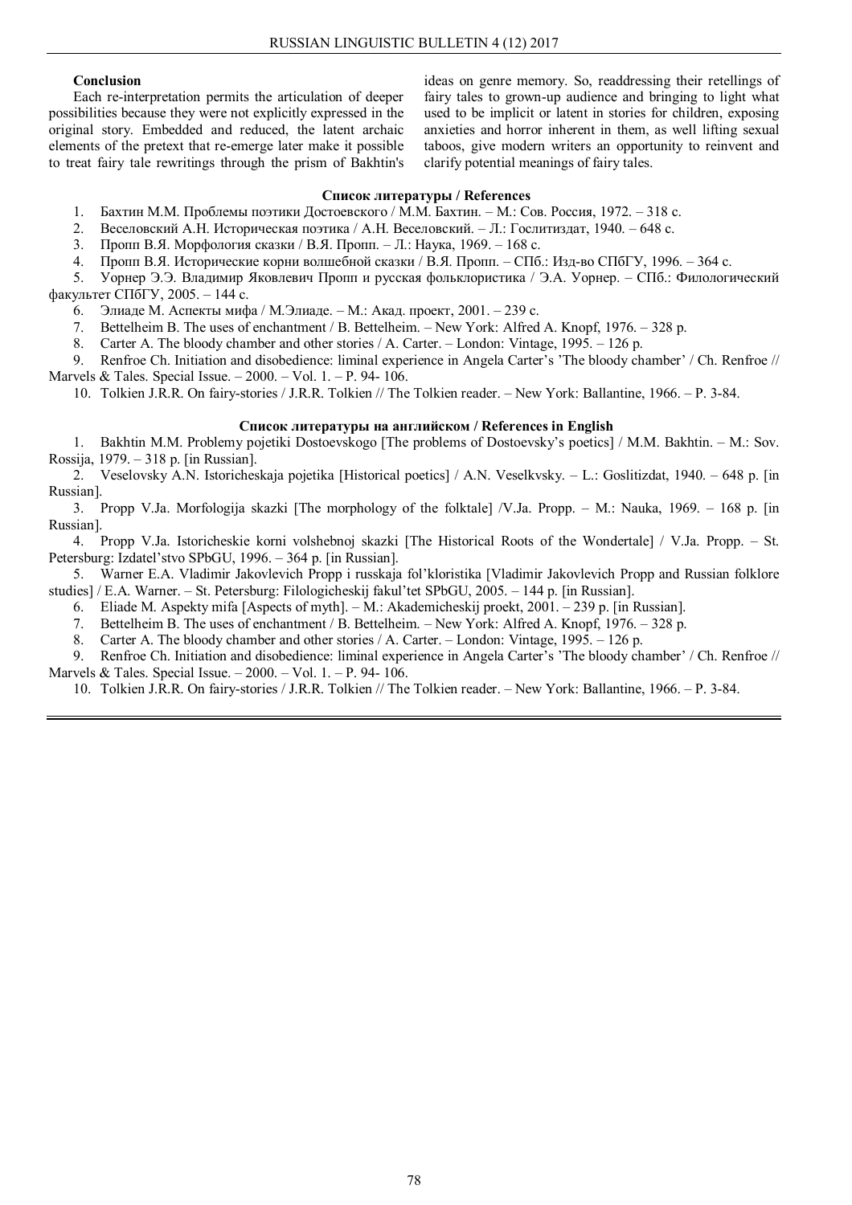## Conclusion

Each re-interpretation permits the articulation of deeper possibilities because they were not explicitly expressed in the original story. Embedded and reduced, the latent archaic elements of the pretext that re-emerge later make it possible to treat fairy tale rewritings through the prism of Bakhtin's ideas on genre memory. So, readdressing their retellings of fairy tales to grown-up audience and bringing to light what used to be implicit or latent in stories for children, exposing anxieties and horror inherent in them, as well lifting sexual taboos, give modern writers an opportunity to reinvent and clarify potential meanings of fairy tales.

### Список литературы / References

1. Бахтин М.М. Проблемы поэтики Достоевского / М.М. Бахтин. – М.: Сов. Россия, 1972. – 318 с.
2. Веселовский А.Н. Историческая поэтика / А.Н. Веселовский. – Л.: Гослитиздат, 1940. – 648 с.
3. Пропп В.Я. Морфология сказки / В.Я. Пропп. – Л.: Наука, 1969. – 168 с.
4. Пропп В.Я. Исторические корни волшебной сказки / В.Я. Пропп. – СПб.: Изд-во СПбГУ, 1996. – 364 с.
5. Уорнер Э.Э. Владимир Яковлевич Пропп и русская фольклористика / Э.А. Уорнер. – СПб.: Филологический факультет СПбГУ, 2005. – 144 с.
6. Элиаде М. Аспекты мифа / М.Элиаде. – М.: Акад. проект, 2001. – 239 с.
7. Bettelheim B. The uses of enchantment / B. Bettelheim. – New York: Alfred A. Knopf, 1976. – 328 p.
8. Carter A. The bloody chamber and other stories / A. Carter. – London: Vintage, 1995. – 126 p.
9. Renfroe Ch. Initiation and disobedience: liminal experience in Angela Carter's 'The bloody chamber' / Ch. Renfroe // Marvels & Tales. Special Issue. – 2000. – Vol. 1. – P. 94- 106.
10. Tolkien J.R.R. On fairy-stories / J.R.R. Tolkien // The Tolkien reader. – New York: Ballantine, 1966. – P. 3-84.

### Список литературы на английском / References in English

1. Bakhtin M.M. Problemy pojetiki Dostoevskogo [The problems of Dostoevsky's poetics] / M.M. Bakhtin. – M.: Sov. Rossija, 1979. – 318 p. [in Russian].
2. Veselovsky A.N. Istoricheskaja pojetika [Historical poetics] / A.N. Veselkvsky. – L.: Goslitizdat, 1940. – 648 p. [in Russian].
3. Propp V.Ja. Morfologija skazki [The morphology of the folktale] /V.Ja. Propp. – M.: Nauka, 1969. – 168 p. [in Russian].
4. Propp V.Ja. Istoricheskie korni volshebnoj skazki [The Historical Roots of the Wondertale] / V.Ja. Propp. – St. Petersburg: Izdatel'stvo SPbGU, 1996. – 364 p. [in Russian].
5. Warner E.A. Vladimir Jakovlevich Propp i russkaja fol'kloristika [Vladimir Jakovlevich Propp and Russian folklore studies] / E.A. Warner. – St. Petersburg: Filologicheskij fakul'tet SPbGU, 2005. – 144 p. [in Russian].
6. Eliade M. Aspekty mifa [Aspects of myth]. – M.: Akademicheskij proekt, 2001. – 239 p. [in Russian].
7. Bettelheim B. The uses of enchantment / B. Bettelheim. – New York: Alfred A. Knopf, 1976. – 328 p.
8. Carter A. The bloody chamber and other stories / A. Carter. – London: Vintage, 1995. – 126 p.
9. Renfroe Ch. Initiation and disobedience: liminal experience in Angela Carter's 'The bloody chamber' / Ch. Renfroe // Marvels & Tales. Special Issue. – 2000. – Vol. 1. – P. 94- 106.
10. Tolkien J.R.R. On fairy-stories / J.R.R. Tolkien // The Tolkien reader. – New York: Ballantine, 1966. – P. 3-84.